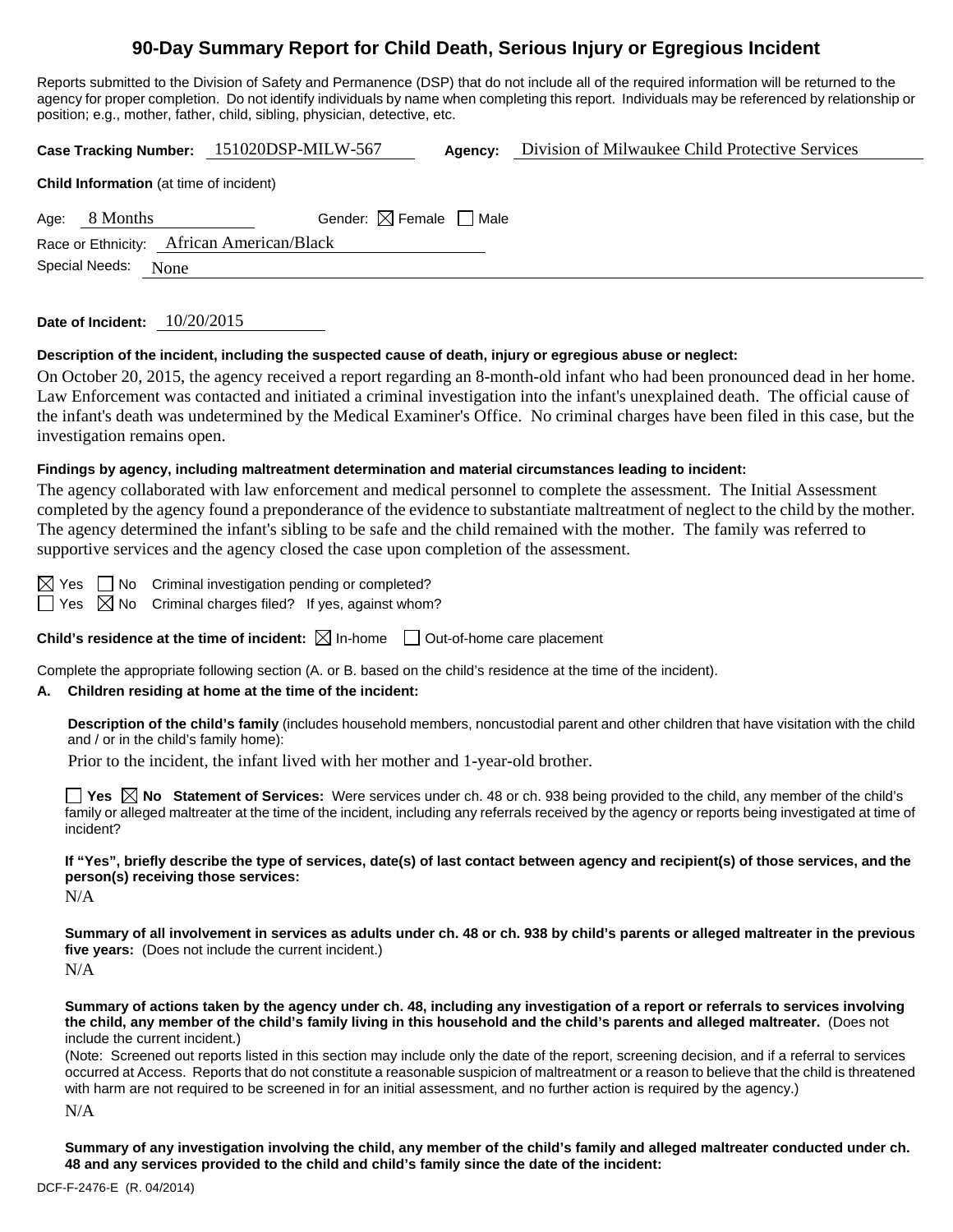# 90-Day Summary Report for Child Death, Serious Injury or Egregious Incident

Reports submitted to the Division of Safety and Permanence (DSP) that do not include all of the required information will be returned to the agency for proper completion. Do not identify individuals by name when completing this report. Individuals may be referenced by relationship or position; e.g., mother, father, child, sibling, physician, detective, etc.

**Case Tracking Number:** 151020DSP-MILW-567 **Agency:** Division of Milwaukee Child Protective Services

**Child Information** (at time of incident)

Age: 8 Months Gender: ☒ Female ☐ Male

Race or Ethnicity: African American/Black

Special Needs: None

**Date of Incident:** 10/20/2015

**Description of the incident, including the suspected cause of death, injury or egregious abuse or neglect:**

On October 20, 2015, the agency received a report regarding an 8-month-old infant who had been pronounced dead in her home. Law Enforcement was contacted and initiated a criminal investigation into the infant's unexplained death. The official cause of the infant's death was undetermined by the Medical Examiner's Office. No criminal charges have been filed in this case, but the investigation remains open.

**Findings by agency, including maltreatment determination and material circumstances leading to incident:**

The agency collaborated with law enforcement and medical personnel to complete the assessment. The Initial Assessment completed by the agency found a preponderance of the evidence to substantiate maltreatment of neglect to the child by the mother. The agency determined the infant's sibling to be safe and the child remained with the mother. The family was referred to supportive services and the agency closed the case upon completion of the assessment.

☒ Yes ☐ No Criminal investigation pending or completed?

☐ Yes ☒ No Criminal charges filed? If yes, against whom?

**Child's residence at the time of incident:** ☒ In-home ☐ Out-of-home care placement

Complete the appropriate following section (A. or B. based on the child's residence at the time of the incident).

**A. Children residing at home at the time of the incident:**

**Description of the child's family** (includes household members, noncustodial parent and other children that have visitation with the child and / or in the child's family home):

Prior to the incident, the infant lived with her mother and 1-year-old brother.

☐ **Yes** ☒ **No Statement of Services:** Were services under ch. 48 or ch. 938 being provided to the child, any member of the child's family or alleged maltreater at the time of the incident, including any referrals received by the agency or reports being investigated at time of incident?

**If "Yes", briefly describe the type of services, date(s) of last contact between agency and recipient(s) of those services, and the person(s) receiving those services:**

N/A

**Summary of all involvement in services as adults under ch. 48 or ch. 938 by child's parents or alleged maltreater in the previous five years:** (Does not include the current incident.)

N/A

**Summary of actions taken by the agency under ch. 48, including any investigation of a report or referrals to services involving the child, any member of the child's family living in this household and the child's parents and alleged maltreater.** (Does not include the current incident.)

(Note: Screened out reports listed in this section may include only the date of the report, screening decision, and if a referral to services occurred at Access. Reports that do not constitute a reasonable suspicion of maltreatment or a reason to believe that the child is threatened with harm are not required to be screened in for an initial assessment, and no further action is required by the agency.)

N/A

**Summary of any investigation involving the child, any member of the child's family and alleged maltreater conducted under ch. 48 and any services provided to the child and child's family since the date of the incident:**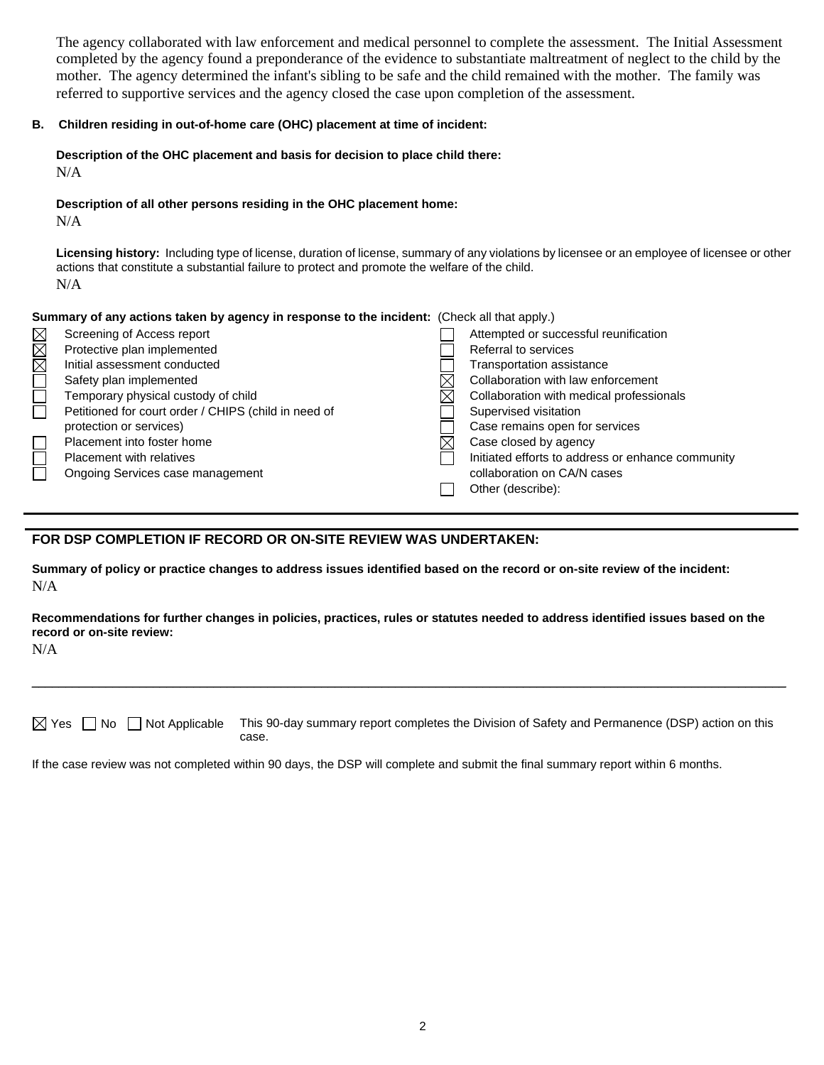The agency collaborated with law enforcement and medical personnel to complete the assessment. The Initial Assessment completed by the agency found a preponderance of the evidence to substantiate maltreatment of neglect to the child by the mother. The agency determined the infant's sibling to be safe and the child remained with the mother. The family was referred to supportive services and the agency closed the case upon completion of the assessment.

**B. Children residing in out-of-home care (OHC) placement at time of incident:**

**Description of the OHC placement and basis for decision to place child there:**
N/A

**Description of all other persons residing in the OHC placement home:**
N/A

**Licensing history:** Including type of license, duration of license, summary of any violations by licensee or an employee of licensee or other actions that constitute a substantial failure to protect and promote the welfare of the child.
N/A

**Summary of any actions taken by agency in response to the incident:** (Check all that apply.)

- ☒ Screening of Access report
- ☒ Protective plan implemented
- ☒ Initial assessment conducted
- ☐ Safety plan implemented
- ☐ Temporary physical custody of child
- ☐ Petitioned for court order / CHIPS (child in need of protection or services)
- ☐ Placement into foster home
- ☐ Placement with relatives
- ☐ Ongoing Services case management
- ☐ Attempted or successful reunification
- ☐ Referral to services
- ☐ Transportation assistance
- ☒ Collaboration with law enforcement
- ☒ Collaboration with medical professionals
- ☐ Supervised visitation
- ☐ Case remains open for services
- ☒ Case closed by agency
- ☐ Initiated efforts to address or enhance community collaboration on CA/N cases
- ☐ Other (describe):

---

## FOR DSP COMPLETION IF RECORD OR ON-SITE REVIEW WAS UNDERTAKEN:

**Summary of policy or practice changes to address issues identified based on the record or on-site review of the incident:**
N/A

**Recommendations for further changes in policies, practices, rules or statutes needed to address identified issues based on the record or on-site review:**
N/A

---

☒ Yes ☐ No ☐ Not Applicable — This 90-day summary report completes the Division of Safety and Permanence (DSP) action on this case.

If the case review was not completed within 90 days, the DSP will complete and submit the final summary report within 6 months.